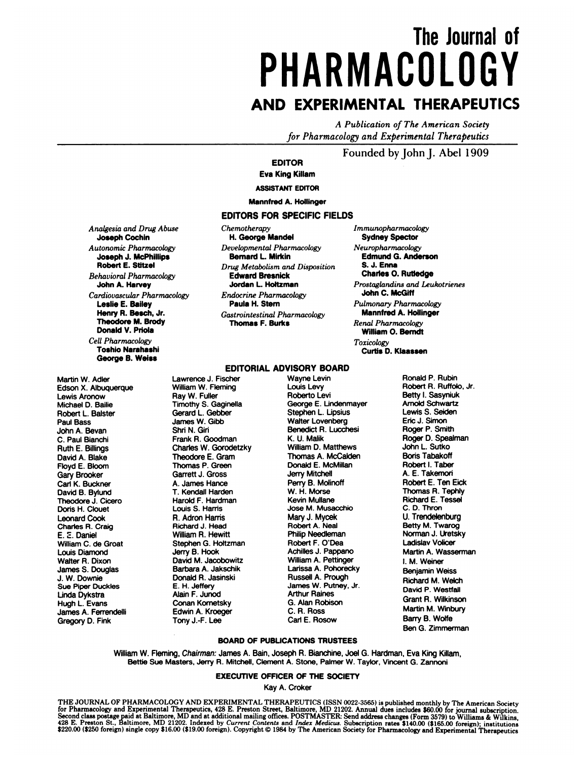# The Journal of PHARMACOLOGY AND EXPERIMENTAL THERAPEUTICS

*A Publication of The American Society for Pharmacology and Experimental Therapeutics*

Founded by John J. Abel 1909

**EDITOR**

**Eva King Killam**

**ASSISTANT EDITOR**

**Mannfred A. Hollinger**

## EDITORS FOR SPECIFIC FIELDS

*Analgesia and Drug Abuse*
**Joseph Cochin**

*Autonomic Pharmacology*
**Joseph J. McPhillips**
**Robert E. Stitzel**

*Behavioral Pharmacology*
**John A. Harvey**

*Cardiovascular Pharmacology*
**Leslie E. Bailey**
**Henry R. Besch, Jr.**
**Theodore M. Brody**
**Donald V. Priola**

*Cell Pharmacology*
**Toshio Narahashi**
**George B. Weiss**

*Chemotherapy*
**H. George Mandel**

*Developmental Pharmacology*
**Bernard L. Mirkin**

*Drug Metabolism and Disposition*
**Edward Bresnick**
**Jordan L. Holtzman**

*Endocrine Pharmacology*
**Paula H. Stern**

*Gastrointestinal Pharmacology*
**Thomas F. Burks**

*Immunopharmacology*
**Sydney Spector**

*Neuropharmacology*
**Edmund G. Anderson**
**S. J. Enna**
**Charles O. Rutledge**

*Prostaglandins and Leukotrienes*
**John C. McGiff**

*Pulmonary Pharmacology*
**Mannfred A. Hollinger**

*Renal Pharmacology*
**William O. Berndt**

*Toxicology*
**Curtis D. Klaassen**

## EDITORIAL ADVISORY BOARD

Martin W. Adler
Edson X. Albuquerque
Lewis Aronow
Michael D. Bailie
Robert L. Balster
Paul Bass
John A. Bevan
C. Paul Bianchi
Ruth E. Billings
David A. Blake
Floyd E. Bloom
Gary Brooker
Carl K. Buckner
David B. Bylund
Theodore J. Cicero
Doris H. Clouet
Leonard Cook
Charles R. Craig
E. E. Daniel
William C. de Groat
Louis Diamond
Walter R. Dixon
James S. Douglas
J. W. Downie
Sue Piper Duckles
Linda Dykstra
Hugh L. Evans
James A. Ferrendelli
Gregory D. Fink
Lawrence J. Fischer
William W. Fleming
Ray W. Fuller
Timothy S. Gaginella
Gerard L. Gebber
James W. Gibb
Shri N. Giri
Frank R. Goodman
Charles W. Gorodetzky
Theodore E. Gram
Thomas P. Green
Garrett J. Gross
A. James Hance
T. Kendall Harden
Harold F. Hardman
Louis S. Harris
R. Adron Harris
Richard J. Head
William R. Hewitt
Stephen G. Holtzman
Jerry B. Hook
David M. Jacobowitz
Barbara A. Jakschik
Donald R. Jasinski
E. H. Jeffery
Alain F. Junod
Conan Kornetsky
Edwin A. Kroeger
Tony J.-F. Lee
Wayne Levin
Louis Levy
Roberto Levi
George E. Lindenmayer
Stephen L. Lipsius
Walter Lovenberg
Benedict R. Lucchesi
K. U. Malik
William D. Matthews
Thomas A. McCalden
Donald E. McMillan
Jerry Mitchell
Perry B. Molinoff
W. H. Morse
Kevin Mullane
Jose M. Musacchio
Mary J. Mycek
Robert A. Neal
Philip Needleman
Robert F. O'Dea
Achilles J. Pappano
William A. Pettinger
Larissa A. Pohorecky
Russell A. Prough
James W. Putney, Jr.
Arthur Raines
G. Alan Robison
C. R. Ross
Carl E. Rosow
Ronald P. Rubin
Robert R. Ruffolo, Jr.
Betty I. Sasyniuk
Arnold Schwartz
Lewis S. Seiden
Eric J. Simon
Roger P. Smith
Roger D. Spealman
John L. Sutko
Boris Tabakoff
Robert I. Taber
A. E. Takemori
Robert E. Ten Eick
Thomas R. Tephly
Richard E. Tessel
C. D. Thron
U. Trendelenburg
Betty M. Twarog
Norman J. Uretsky
Ladislav Volicer
Martin A. Wasserman
I. M. Weiner
Benjamin Weiss
Richard M. Welch
David P. Westfall
Grant R. Wilkinson
Martin M. Winbury
Barry B. Wolfe
Ben G. Zimmerman

## BOARD OF PUBLICATIONS TRUSTEES

William W. Fleming, *Chairman:* James A. Bain, Joseph R. Bianchine, Joel G. Hardman, Eva King Killam, Bettie Sue Masters, Jerry R. Mitchell, Clement A. Stone, Palmer W. Taylor, Vincent G. Zannoni

## EXECUTIVE OFFICER OF THE SOCIETY

Kay A. Croker

THE JOURNAL OF PHARMACOLOGY AND EXPERIMENTAL THERAPEUTICS (ISSN 0022-3565) is published monthly by The American Society for Pharmacology and Experimental Therapeutics, 428 E. Preston Street, Baltimore, MD 21202. Annual dues includes $60.00 for journal subscription. Second class postage paid at Baltimore, MD and at additional mailing offices. POSTMASTER: Send address changes (Form 3579) to Williams & Wilkins, 428 E. Preston St., Baltimore, MD 21202. Indexed by *Current Contents* and *Index Medicus.* Subscription rates $140.00 ($165.00 foreign); institutions $220.00 ($250 foreign) single copy $16.00 ($19.00 foreign). Copyright © 1984 by The American Society for Pharmacology and Experimental Therapeutics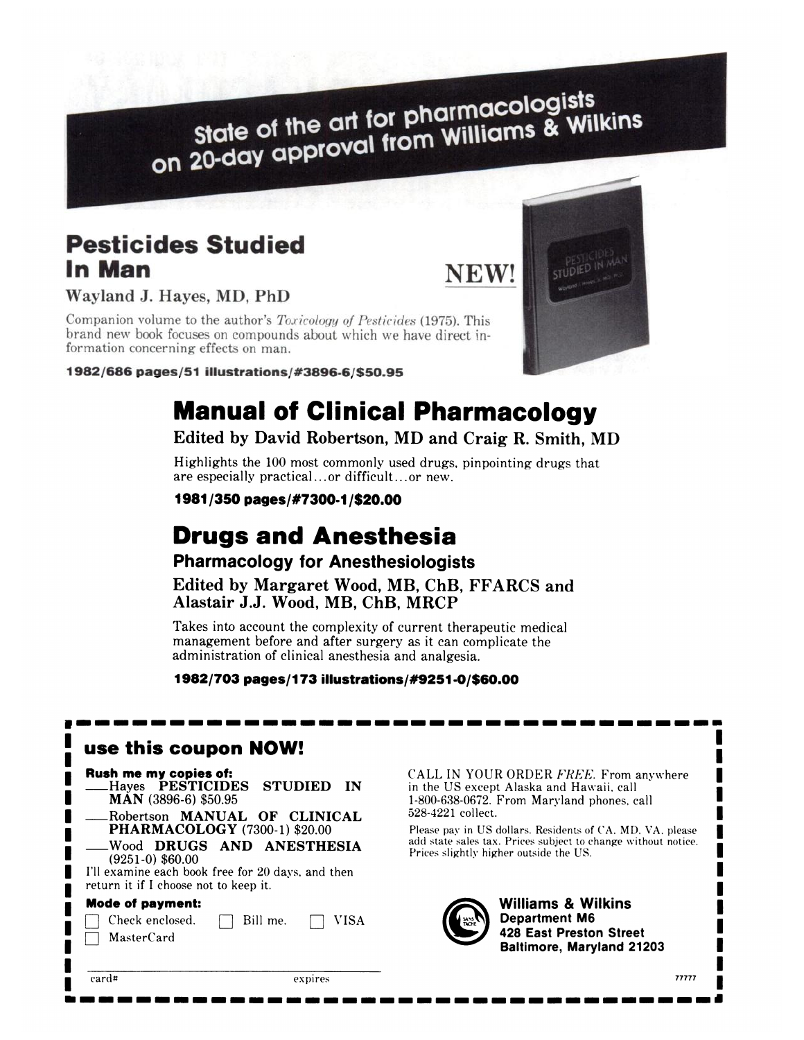# State of the art for pharmacologists on 20-day approval from Williams & Wilkins

## Pesticides Studied In Man

**NEW!**

Wayland J. Hayes, MD, PhD

Companion volume to the author's *Toxicology of Pesticides* (1975). This brand new book focuses on compounds about which we have direct information concerning effects on man.

**1982/686 pages/51 illustrations/#3896-6/$50.95**

## Manual of Clinical Pharmacology

**Edited by David Robertson, MD and Craig R. Smith, MD**

Highlights the 100 most commonly used drugs, pinpointing drugs that are especially practical...or difficult...or new.

**1981/350 pages/#7300-1/$20.00**

## Drugs and Anesthesia

### Pharmacology for Anesthesiologists

**Edited by Margaret Wood, MB, ChB, FFARCS and Alastair J.J. Wood, MB, ChB, MRCP**

Takes into account the complexity of current therapeutic medical management before and after surgery as it can complicate the administration of clinical anesthesia and analgesia.

**1982/703 pages/173 illustrations/#9251-0/$60.00**

---

### use this coupon NOW!

**Rush me my copies of:**

___Hayes **PESTICIDES STUDIED IN MAN** (3896-6) $50.95

___Robertson **MANUAL OF CLINICAL PHARMACOLOGY** (7300-1) $20.00

___Wood **DRUGS AND ANESTHESIA** (9251-0) $60.00

I'll examine each book free for 20 days, and then return it if I choose not to keep it.

**Mode of payment:**

☐ Check enclosed. ☐ Bill me. ☐ VISA ☐ MasterCard

card# ____________ expires ____________

CALL IN YOUR ORDER *FREE*. From anywhere in the US except Alaska and Hawaii, call 1-800-638-0672. From Maryland phones, call 528-4221 collect.

Please pay in US dollars. Residents of CA, MD, VA, please add state sales tax. Prices subject to change without notice. Prices slightly higher outside the US.

**Williams & Wilkins**
**Department M6**
**428 East Preston Street**
**Baltimore, Maryland 21203**

77777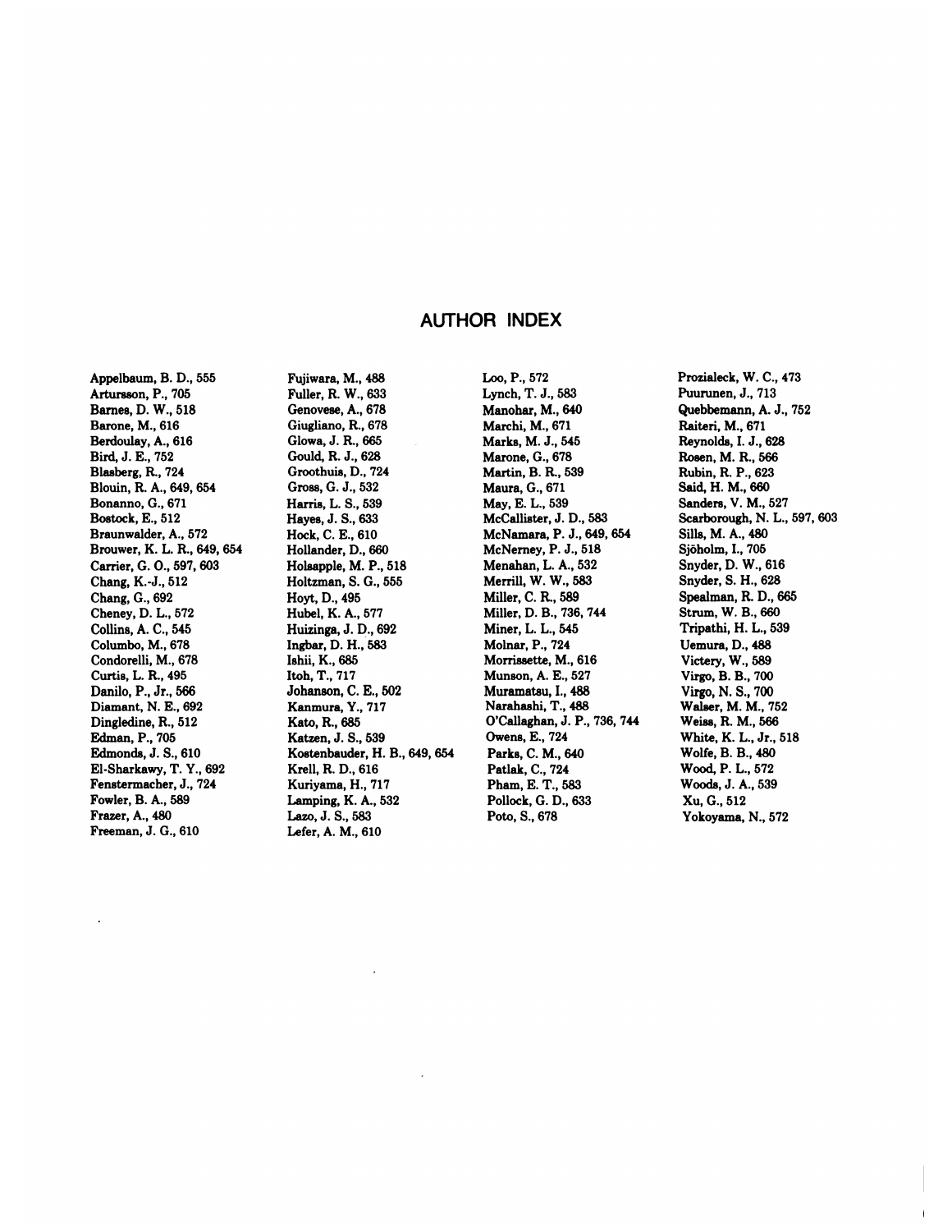# AUTHOR INDEX

Appelbaum, B. D., 555
Artursson, P., 705
Barnes, D. W., 518
Barone, M., 616
Berdoulay, A., 616
Bird, J. E., 752
Blasberg, R., 724
Blouin, R. A., 649, 654
Bonanno, G., 671
Bostock, E., 512
Braunwalder, A., 572
Brouwer, K. L. R., 649, 654
Carrier, G. O., 597, 603
Chang, K.-J., 512
Chang, G., 692
Cheney, D. L., 572
Collins, A. C., 545
Columbo, M., 678
Condorelli, M., 678
Curtis, L. R., 495
Danilo, P., Jr., 566
Diamant, N. E., 692
Dingledine, R., 512
Edman, P., 705
Edmonds, J. S., 610
El-Sharkawy, T. Y., 692
Fenstermacher, J., 724
Fowler, B. A., 589
Frazer, A., 480
Freeman, J. G., 610
Fujiwara, M., 488
Fuller, R. W., 633
Genovese, A., 678
Giugliano, R., 678
Glowa, J. R., 665
Gould, R. J., 628
Groothuis, D., 724
Gross, G. J., 532
Harris, L. S., 539
Hayes, J. S., 633
Hock, C. E., 610
Hollander, D., 660
Holsapple, M. P., 518
Holtzman, S. G., 555
Hoyt, D., 495
Hubel, K. A., 577
Huizinga, J. D., 692
Ingbar, D. H., 583
Ishii, K., 685
Itoh, T., 717
Johanson, C. E., 502
Kanmura, Y., 717
Kato, R., 685
Katzen, J. S., 539
Kostenbauder, H. B., 649, 654
Krell, R. D., 616
Kuriyama, H., 717
Lamping, K. A., 532
Lazo, J. S., 583
Lefer, A. M., 610
Loo, P., 572
Lynch, T. J., 583
Manohar, M., 640
Marchi, M., 671
Marks, M. J., 545
Marone, G., 678
Martin, B. R., 539
Maura, G., 671
May, E. L., 539
McCallister, J. D., 583
McNamara, P. J., 649, 654
McNerney, P. J., 518
Menahan, L. A., 532
Merrill, W. W., 583
Miller, C. R., 589
Miller, D. B., 736, 744
Miner, L. L., 545
Molnar, P., 724
Morrissette, M., 616
Munson, A. E., 527
Muramatsu, I., 488
Narahashi, T., 488
O'Callaghan, J. P., 736, 744
Owens, E., 724
Parks, C. M., 640
Patlak, C., 724
Pham, E. T., 583
Pollock, G. D., 633
Poto, S., 678
Prozialeck, W. C., 473
Puurunen, J., 713
Quebbemann, A. J., 752
Raiteri, M., 671
Reynolds, I. J., 628
Rosen, M. R., 566
Rubin, R. P., 623
Said, H. M., 660
Sanders, V. M., 527
Scarborough, N. L., 597, 603
Sills, M. A., 480
Sjöholm, I., 705
Snyder, D. W., 616
Snyder, S. H., 628
Spealman, R. D., 665
Strum, W. B., 660
Tripathi, H. L., 539
Uemura, D., 488
Victery, W., 589
Virgo, B. B., 700
Virgo, N. S., 700
Walser, M. M., 752
Weiss, R. M., 566
White, K. L., Jr., 518
Wolfe, B. B., 480
Wood, P. L., 572
Woods, J. A., 539
Xu, G., 512
Yokoyama, N., 572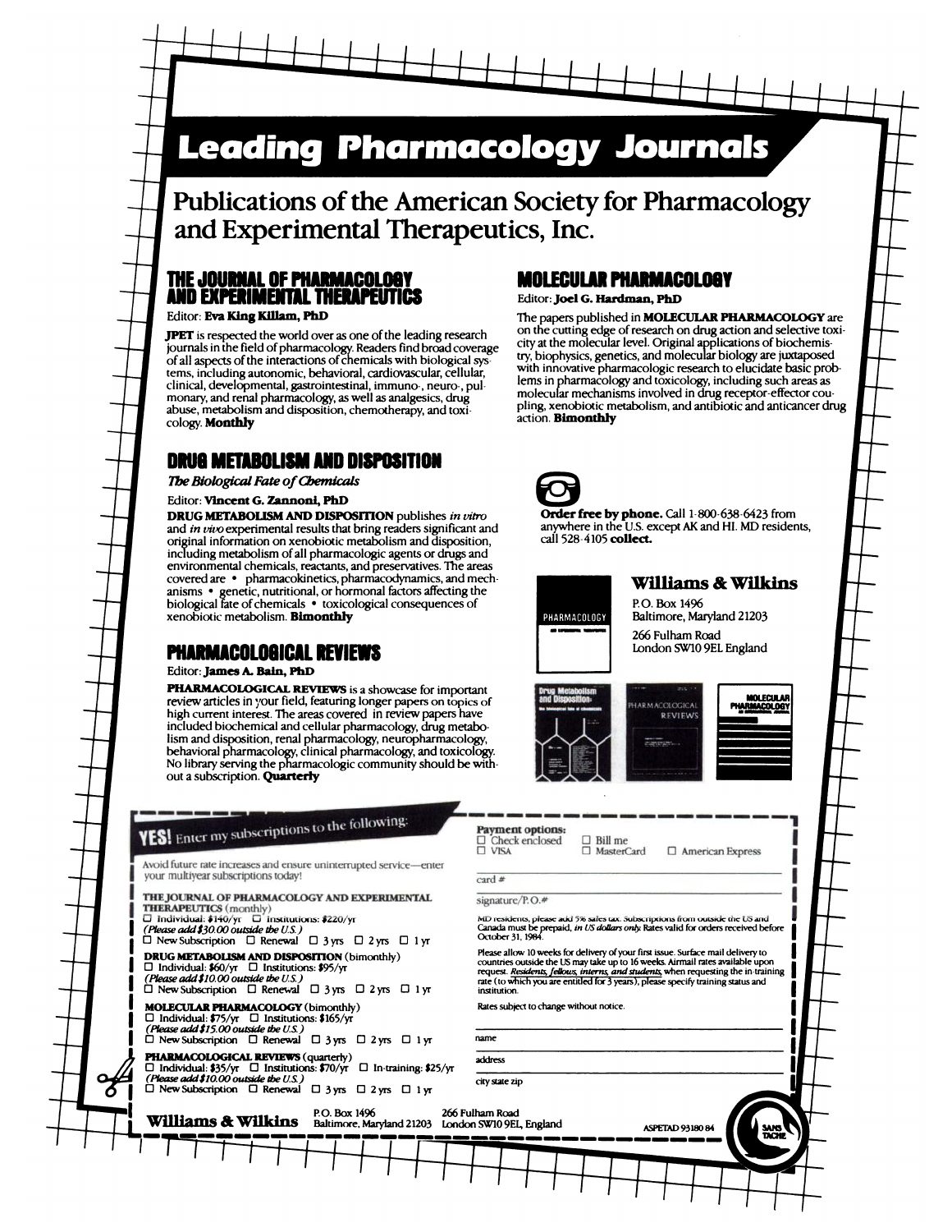# Leading Pharmacology Journals

## Publications of the American Society for Pharmacology and Experimental Therapeutics, Inc.

### THE JOURNAL OF PHARMACOLOGY AND EXPERIMENTAL THERAPEUTICS

Editor: **Eva King Killam, PhD**

**JPET** is respected the world over as one of the leading research journals in the field of pharmacology. Readers find broad coverage of all aspects of the interactions of chemicals with biological systems, including autonomic, behavioral, cardiovascular, cellular, clinical, developmental, gastrointestinal, immuno-, neuro-, pulmonary, and renal pharmacology, as well as analgesics, drug abuse, metabolism and disposition, chemotherapy, and toxicology. **Monthly**

### DRUG METABOLISM AND DISPOSITION

*The Biological Fate of Chemicals*

Editor: **Vincent G. Zannoni, PhD**

**DRUG METABOLISM AND DISPOSITION** publishes *in vitro* and *in vivo* experimental results that bring readers significant and original information on xenobiotic metabolism and disposition, including metabolism of all pharmacologic agents or drugs and environmental chemicals, reactants, and preservatives. The areas covered are • pharmacokinetics, pharmacodynamics, and mechanisms • genetic, nutritional, or hormonal factors affecting the biological fate of chemicals • toxicological consequences of xenobiotic metabolism. **Bimonthly**

### PHARMACOLOGICAL REVIEWS

Editor: **James A. Bain, PhD**

**PHARMACOLOGICAL REVIEWS** is a showcase for important review articles in your field, featuring longer papers on topics of high current interest. The areas covered in review papers have included biochemical and cellular pharmacology, drug metabolism and disposition, renal pharmacology, neuropharmacology, behavioral pharmacology, clinical pharmacology, and toxicology. No library serving the pharmacologic community should be without a subscription. **Quarterly**

### MOLECULAR PHARMACOLOGY

Editor: **Joel G. Hardman, PhD**

The papers published in **MOLECULAR PHARMACOLOGY** are on the cutting edge of research on drug action and selective toxicity at the molecular level. Original applications of biochemistry, biophysics, genetics, and molecular biology are juxtaposed with innovative pharmacologic research to elucidate basic problems in pharmacology and toxicology, including such areas as molecular mechanisms involved in drug receptor-effector coupling, xenobiotic metabolism, and antibiotic and anticancer drug action. **Bimonthly**

**Order free by phone.** Call 1-800-638-6423 from anywhere in the U.S. except AK and HI. MD residents, call 528-4105 **collect.**

**Williams & Wilkins**
P.O. Box 1496
Baltimore, Maryland 21203
266 Fulham Road
London SW10 9EL England

---

**YES!** Enter my subscriptions to the following:

Avoid future rate increases and ensure uninterrupted service—enter your multiyear subscriptions today!

**THE JOURNAL OF PHARMACOLOGY AND EXPERIMENTAL THERAPEUTICS** (monthly)
☐ Individual: $140/yr ☐ Institutions: $220/yr
*(Please add $30.00 outside the U.S.)*
☐ New Subscription ☐ Renewal ☐ 3 yrs ☐ 2 yrs ☐ 1 yr

**DRUG METABOLISM AND DISPOSITION** (bimonthly)
☐ Individual: $60/yr ☐ Institutions: $95/yr
*(Please add $10.00 outside the U.S.)*
☐ New Subscription ☐ Renewal ☐ 3 yrs ☐ 2 yrs ☐ 1 yr

**MOLECULAR PHARMACOLOGY** (bimonthly)
☐ Individual: $75/yr ☐ Institutions: $165/yr
*(Please add $15.00 outside the U.S.)*
☐ New Subscription ☐ Renewal ☐ 3 yrs ☐ 2 yrs ☐ 1 yr

**PHARMACOLOGICAL REVIEWS** (quarterly)
☐ Individual: $35/yr ☐ Institutions: $70/yr ☐ In-training: $25/yr
*(Please add $10.00 outside the U.S.)*
☐ New Subscription ☐ Renewal ☐ 3 yrs ☐ 2 yrs ☐ 1 yr

**Payment options:**
☐ Check enclosed ☐ Bill me
☐ VISA ☐ MasterCard ☐ American Express

card #

signature/P.O.#

MD residents, please add 5% sales tax. Subscriptions from outside the US and Canada must be prepaid, *in US dollars only.* Rates valid for orders received before October 31, 1984.

Please allow 10 weeks for delivery of your first issue. Surface mail delivery to countries outside the US may take up to 16 weeks. Airmail rates available upon request. *Residents, fellows, interns, and students,* when requesting the in-training rate (to which you are entitled for 3 years), please specify training status and institution.

Rates subject to change without notice.

name

address

city state zip

**Williams & Wilkins** P.O. Box 1496 Baltimore, Maryland 21203 266 Fulham Road London SW10 9EL, England

ASPETAD 93180 84